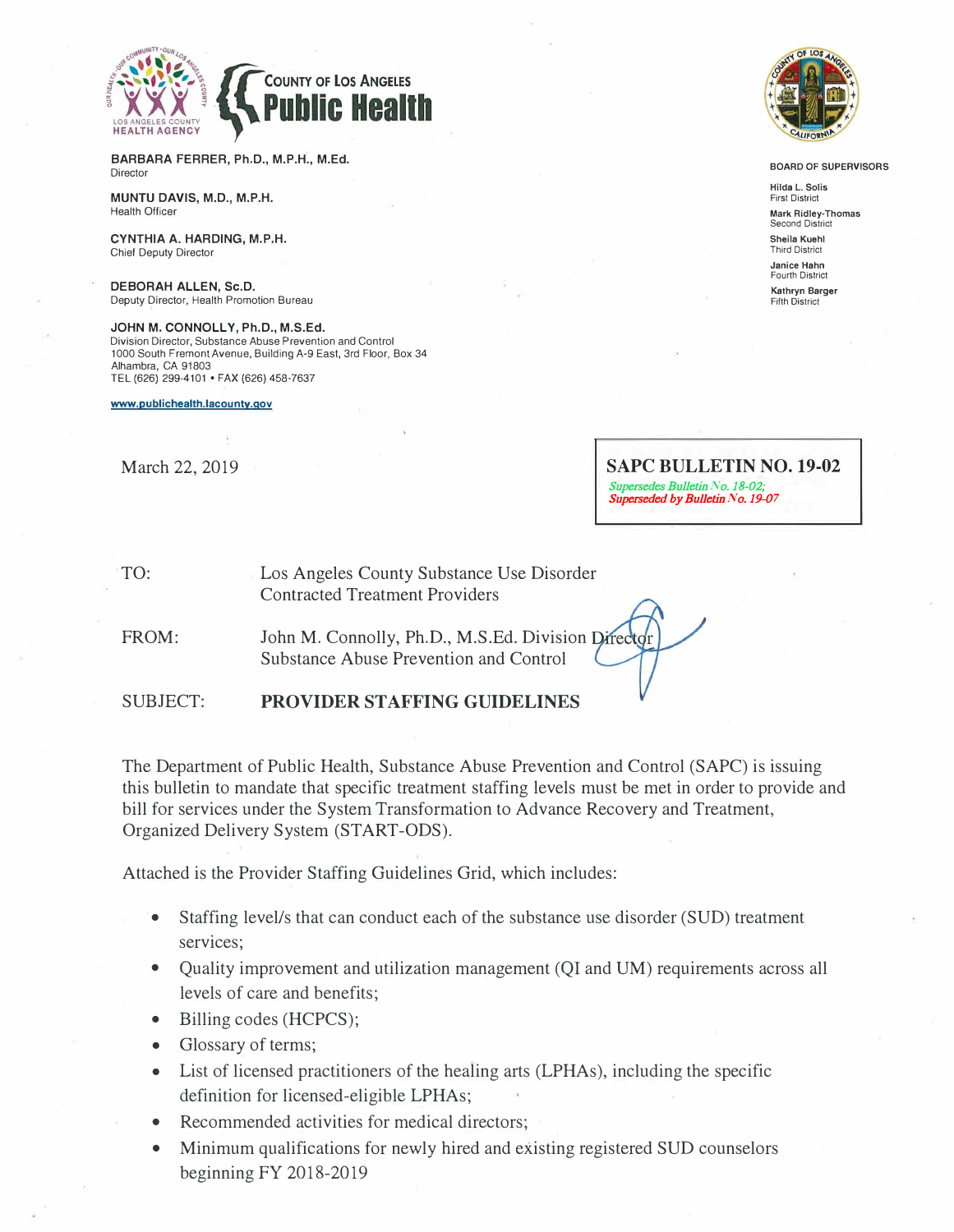COUNTY OF LOS ANGELES
**Public Health**

LOS ANGELES COUNTY HEALTH AGENCY

**BARBARA FERRER, Ph.D., M.P.H., M.Ed.**
Director

**MUNTU DAVIS, M.D., M.P.H.**
Health Officer

**CYNTHIA A. HARDING, M.P.H.**
Chief Deputy Director

**DEBORAH ALLEN, Sc.D.**
Deputy Director, Health Promotion Bureau

**JOHN M. CONNOLLY, Ph.D., M.S.Ed.**
Division Director, Substance Abuse Prevention and Control
1000 South Fremont Avenue, Building A-9 East, 3rd Floor, Box 34
Alhambra, CA 91803
TEL (626) 299-4101 • FAX (626) 458-7637

www.publichealth.lacounty.gov

**BOARD OF SUPERVISORS**

**Hilda L. Solis**
First District

**Mark Ridley-Thomas**
Second District

**Sheila Kuehl**
Third District

**Janice Hahn**
Fourth District

**Kathryn Barger**
Fifth District

March 22, 2019

**SAPC BULLETIN NO. 19-02**
*Supersedes Bulletin No. 18-02;*
*Superseded by Bulletin No. 19-07*

TO: Los Angeles County Substance Use Disorder Contracted Treatment Providers

FROM: John M. Connolly, Ph.D., M.S.Ed. Division Director
Substance Abuse Prevention and Control

SUBJECT: **PROVIDER STAFFING GUIDELINES**

The Department of Public Health, Substance Abuse Prevention and Control (SAPC) is issuing this bulletin to mandate that specific treatment staffing levels must be met in order to provide and bill for services under the System Transformation to Advance Recovery and Treatment, Organized Delivery System (START-ODS).

Attached is the Provider Staffing Guidelines Grid, which includes:

- Staffing level/s that can conduct each of the substance use disorder (SUD) treatment services;
- Quality improvement and utilization management (QI and UM) requirements across all levels of care and benefits;
- Billing codes (HCPCS);
- Glossary of terms;
- List of licensed practitioners of the healing arts (LPHAs), including the specific definition for licensed-eligible LPHAs;
- Recommended activities for medical directors;
- Minimum qualifications for newly hired and existing registered SUD counselors beginning FY 2018-2019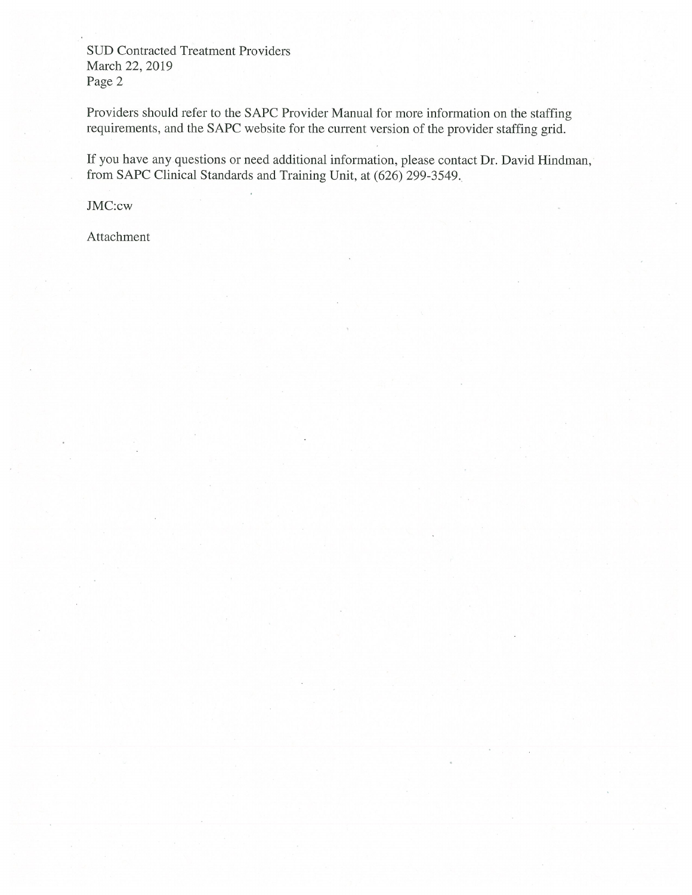Providers should refer to the SAPC Provider Manual for more information on the staffing requirements, and the SAPC website for the current version of the provider staffing grid.

If you have any questions or need additional information, please contact Dr. David Hindman, from SAPC Clinical Standards and Training Unit, at (626) 299-3549.

JMC:cw

Attachment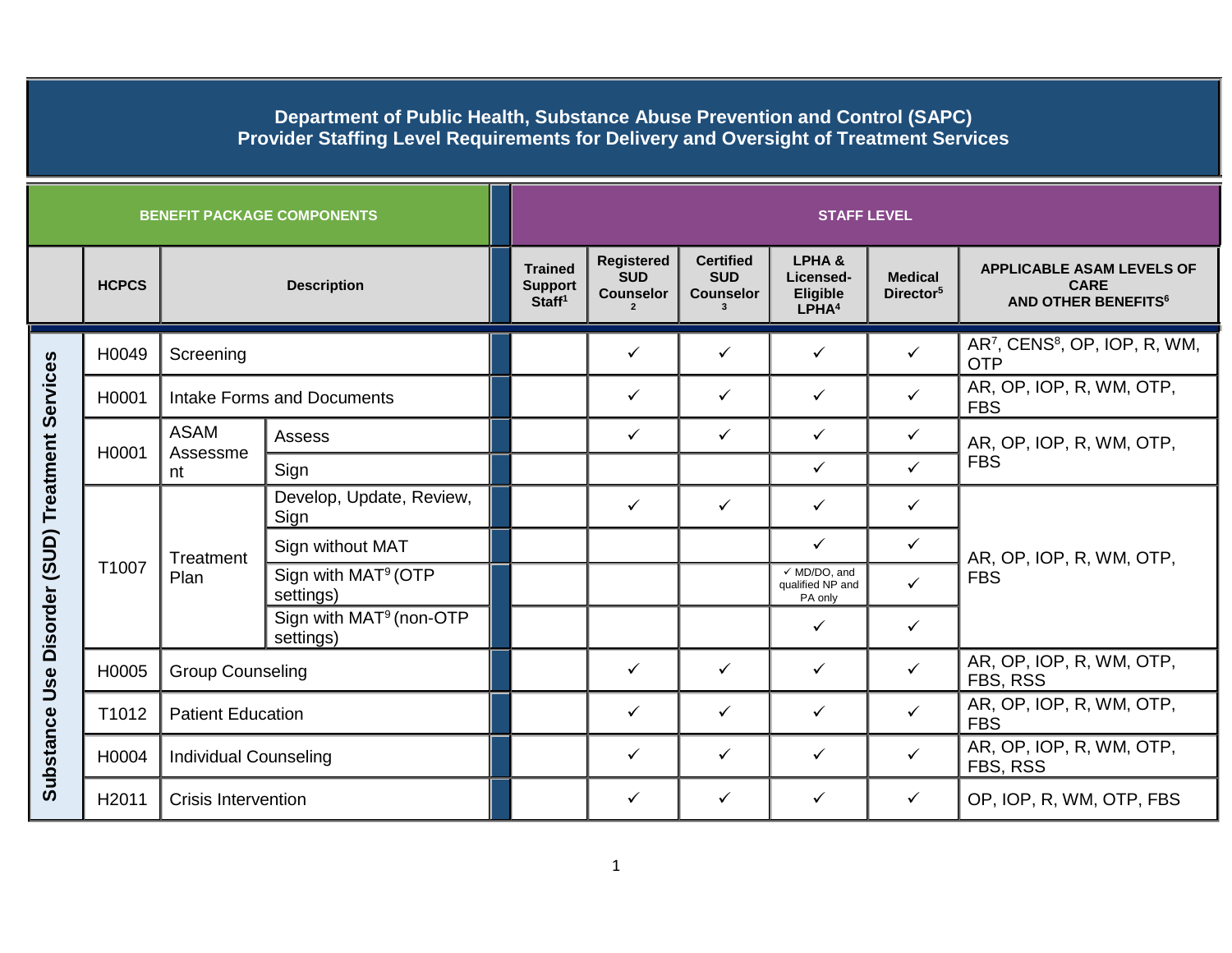**Department of Public Health, Substance Abuse Prevention and Control (SAPC)**
**Provider Staffing Level Requirements for Delivery and Oversight of Treatment Services**

| BENEFIT PACKAGE COMPONENTS | | | | STAFF LEVEL | | | | | |
|---|---|---|---|---|---|---|---|---|---|
| | HCPCS | Description | | Trained Support Staff[1] | Registered SUD Counselor[2] | Certified SUD Counselor[3] | LPHA & Licensed-Eligible LPHA[4] | Medical Director[5] | APPLICABLE ASAM LEVELS OF CARE AND OTHER BENEFITS[6] |
| Substance Use Disorder (SUD) Treatment Services | H0049 | Screening | | | ✓ | ✓ | ✓ | ✓ | AR[7], CENS[8], OP, IOP, R, WM, OTP |
| | H0001 | Intake Forms and Documents | | | ✓ | ✓ | ✓ | ✓ | AR, OP, IOP, R, WM, OTP, FBS |
| | H0001 | ASAM Assessment | Assess | | ✓ | ✓ | ✓ | ✓ | AR, OP, IOP, R, WM, OTP, FBS |
| | | | Sign | | | | ✓ | ✓ | |
| | T1007 | Treatment Plan | Develop, Update, Review, Sign | | ✓ | ✓ | ✓ | ✓ | AR, OP, IOP, R, WM, OTP, FBS |
| | | | Sign without MAT | | | | ✓ | ✓ | |
| | | | Sign with MAT[9] (OTP settings) | | | | ✓ MD/DO, and qualified NP and PA only | ✓ | |
| | | | Sign with MAT[9] (non-OTP settings) | | | | ✓ | ✓ | |
| | H0005 | Group Counseling | | | ✓ | ✓ | ✓ | ✓ | AR, OP, IOP, R, WM, OTP, FBS, RSS |
| | T1012 | Patient Education | | | ✓ | ✓ | ✓ | ✓ | AR, OP, IOP, R, WM, OTP, FBS |
| | H0004 | Individual Counseling | | | ✓ | ✓ | ✓ | ✓ | AR, OP, IOP, R, WM, OTP, FBS, RSS |
| | H2011 | Crisis Intervention | | | ✓ | ✓ | ✓ | ✓ | OP, IOP, R, WM, OTP, FBS |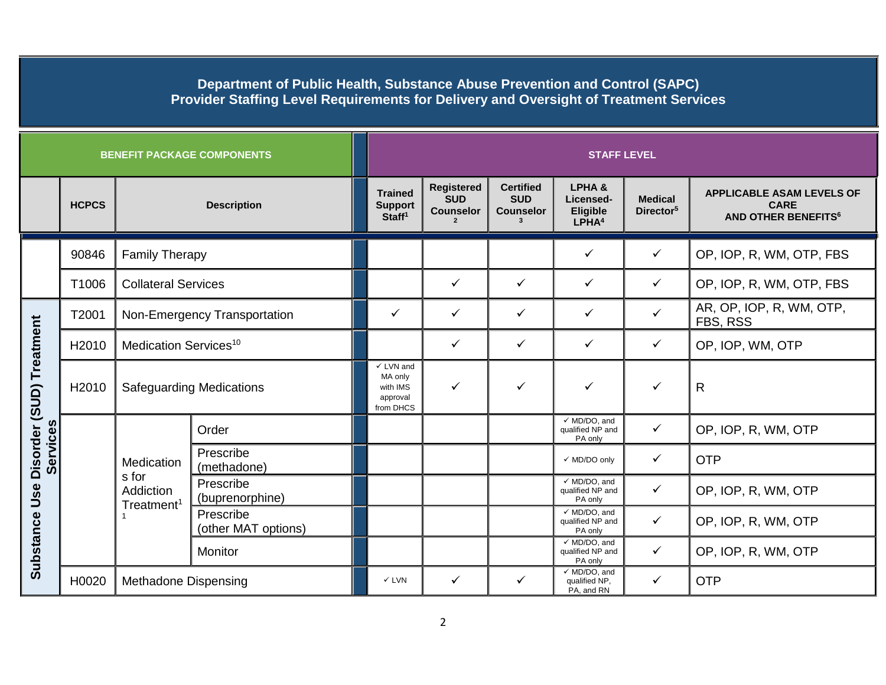**Department of Public Health, Substance Abuse Prevention and Control (SAPC)**
**Provider Staffing Level Requirements for Delivery and Oversight of Treatment Services**

| BENEFIT PACKAGE COMPONENTS | | | | STAFF LEVEL | | | | | |
|---|---|---|---|---|---|---|---|---|---|
| | HCPCS | Description | | Trained Support Staff[1] | Registered SUD Counselor [2] | Certified SUD Counselor [3] | LPHA & Licensed-Eligible LPHA[4] | Medical Director[5] | APPLICABLE ASAM LEVELS OF CARE AND OTHER BENEFITS[6] |
| | 90846 | Family Therapy | | | | | ✓ | ✓ | OP, IOP, R, WM, OTP, FBS |
| | T1006 | Collateral Services | | | ✓ | ✓ | ✓ | ✓ | OP, IOP, R, WM, OTP, FBS |
| Substance Use Disorder (SUD) Treatment Services | T2001 | Non-Emergency Transportation | | ✓ | ✓ | ✓ | ✓ | ✓ | AR, OP, IOP, R, WM, OTP, FBS, RSS |
| | H2010 | Medication Services[10] | | | ✓ | ✓ | ✓ | ✓ | OP, IOP, WM, OTP |
| | H2010 | Safeguarding Medications | | ✓ LVN and MA only with IMS approval from DHCS | ✓ | ✓ | ✓ | ✓ | R |
| | | Medications for Addiction Treatment[11] | Order | | | | ✓ MD/DO, and qualified NP and PA only | ✓ | OP, IOP, R, WM, OTP |
| | | | Prescribe (methadone) | | | | ✓ MD/DO only | ✓ | OTP |
| | | | Prescribe (buprenorphine) | | | | ✓ MD/DO, and qualified NP and PA only | ✓ | OP, IOP, R, WM, OTP |
| | | | Prescribe (other MAT options) | | | | ✓ MD/DO, and qualified NP and PA only | ✓ | OP, IOP, R, WM, OTP |
| | | | Monitor | | | | ✓ MD/DO, and qualified NP and PA only | ✓ | OP, IOP, R, WM, OTP |
| | H0020 | Methadone Dispensing | | ✓ LVN | ✓ | ✓ | ✓ MD/DO, and qualified NP, PA, and RN | ✓ | OTP |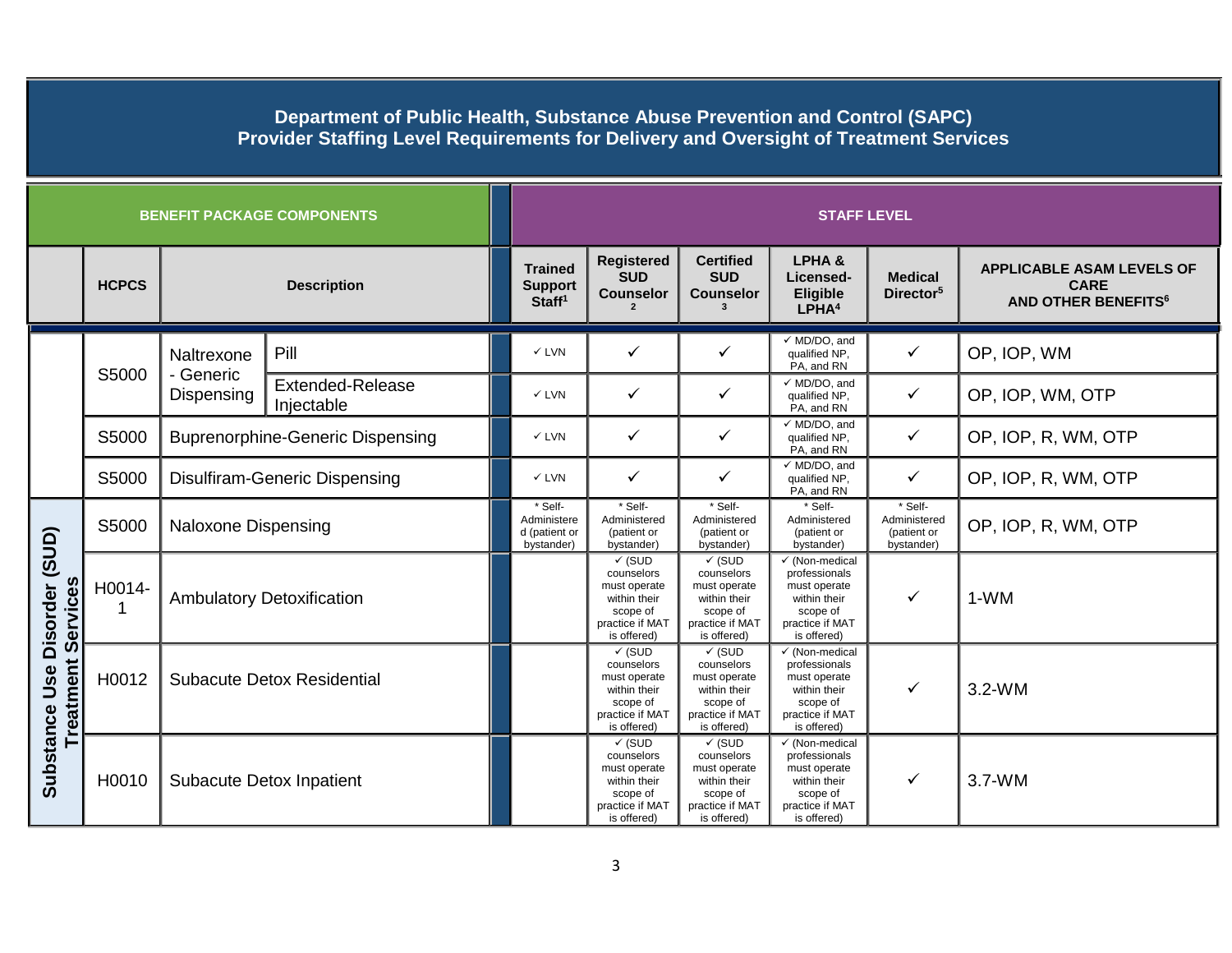**Department of Public Health, Substance Abuse Prevention and Control (SAPC)**
**Provider Staffing Level Requirements for Delivery and Oversight of Treatment Services**

| BENEFIT PACKAGE COMPONENTS | | | | STAFF LEVEL | | | | | |
|---|---|---|---|---|---|---|---|---|---|
| | HCPCS | Description | | Trained Support Staff[1] | Registered SUD Counselor[2] | Certified SUD Counselor[3] | LPHA & Licensed-Eligible LPHA[4] | Medical Director[5] | APPLICABLE ASAM LEVELS OF CARE AND OTHER BENEFITS[6] |
| | S5000 | Naltrexone - Generic Dispensing | Pill | ✓ LVN | ✓ | ✓ | ✓ MD/DO, and qualified NP, PA, and RN | ✓ | OP, IOP, WM |
| | | | Extended-Release Injectable | ✓ LVN | ✓ | ✓ | ✓ MD/DO, and qualified NP, PA, and RN | ✓ | OP, IOP, WM, OTP |
| | S5000 | Buprenorphine-Generic Dispensing | | ✓ LVN | ✓ | ✓ | ✓ MD/DO, and qualified NP, PA, and RN | ✓ | OP, IOP, R, WM, OTP |
| | S5000 | Disulfiram-Generic Dispensing | | ✓ LVN | ✓ | ✓ | ✓ MD/DO, and qualified NP, PA, and RN | ✓ | OP, IOP, R, WM, OTP |
| Substance Use Disorder (SUD) Treatment Services | S5000 | Naloxone Dispensing | | * Self-Administered (patient or bystander) | * Self-Administered (patient or bystander) | * Self-Administered (patient or bystander) | * Self-Administered (patient or bystander) | * Self-Administered (patient or bystander) | OP, IOP, R, WM, OTP |
| | H0014-1 | Ambulatory Detoxification | | | ✓ (SUD counselors must operate within their scope of practice if MAT is offered) | ✓ (SUD counselors must operate within their scope of practice if MAT is offered) | ✓ (Non-medical professionals must operate within their scope of practice if MAT is offered) | ✓ | 1-WM |
| | H0012 | Subacute Detox Residential | | | ✓ (SUD counselors must operate within their scope of practice if MAT is offered) | ✓ (SUD counselors must operate within their scope of practice if MAT is offered) | ✓ (Non-medical professionals must operate within their scope of practice if MAT is offered) | ✓ | 3.2-WM |
| | H0010 | Subacute Detox Inpatient | | | ✓ (SUD counselors must operate within their scope of practice if MAT is offered) | ✓ (SUD counselors must operate within their scope of practice if MAT is offered) | ✓ (Non-medical professionals must operate within their scope of practice if MAT is offered) | ✓ | 3.7-WM |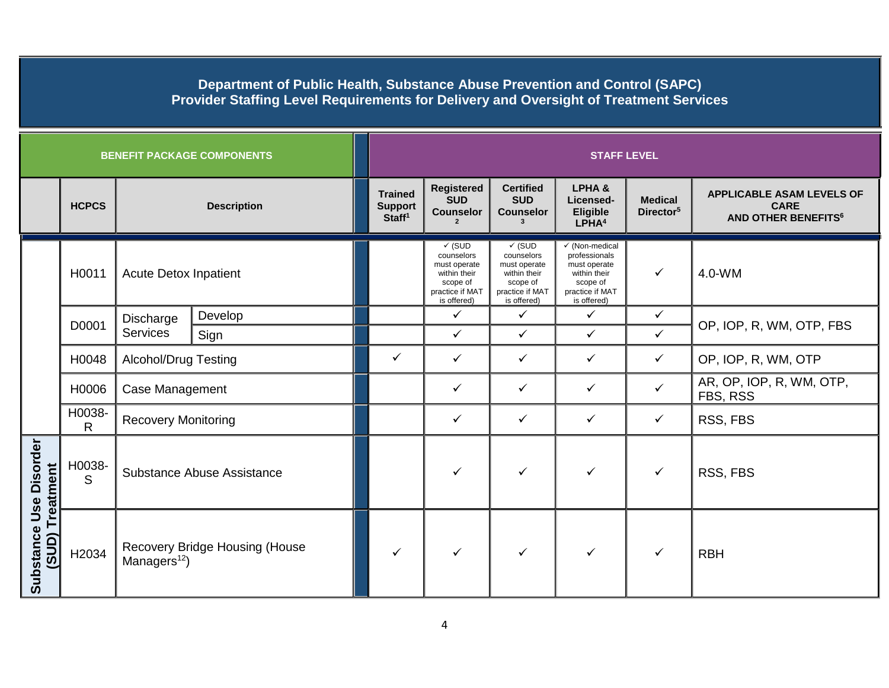**Department of Public Health, Substance Abuse Prevention and Control (SAPC)**
**Provider Staffing Level Requirements for Delivery and Oversight of Treatment Services**

| BENEFIT PACKAGE COMPONENTS | | | | STAFF LEVEL | | | | | |
|---|---|---|---|---|---|---|---|---|---|
| | HCPCS | Description | | Trained Support Staff[1] | Registered SUD Counselor[2] | Certified SUD Counselor[3] | LPHA & Licensed-Eligible LPHA[4] | Medical Director[5] | APPLICABLE ASAM LEVELS OF CARE AND OTHER BENEFITS[6] |
| Substance Use Disorder (SUD) Treatment | H0011 | Acute Detox Inpatient | | | ✓ (SUD counselors must operate within their scope of practice if MAT is offered) | ✓ (SUD counselors must operate within their scope of practice if MAT is offered) | ✓ (Non-medical professionals must operate within their scope of practice if MAT is offered) | ✓ | 4.0-WM |
| | D0001 | Discharge Services | Develop | | ✓ | ✓ | ✓ | ✓ | OP, IOP, R, WM, OTP, FBS |
| | | | Sign | | ✓ | ✓ | ✓ | ✓ | |
| | H0048 | Alcohol/Drug Testing | | ✓ | ✓ | ✓ | ✓ | ✓ | OP, IOP, R, WM, OTP |
| | H0006 | Case Management | | | ✓ | ✓ | ✓ | ✓ | AR, OP, IOP, R, WM, OTP, FBS, RSS |
| | H0038-R | Recovery Monitoring | | | ✓ | ✓ | ✓ | ✓ | RSS, FBS |
| | H0038-S | Substance Abuse Assistance | | | ✓ | ✓ | ✓ | ✓ | RSS, FBS |
| | H2034 | Recovery Bridge Housing (House Managers[12]) | | ✓ | ✓ | ✓ | ✓ | ✓ | RBH |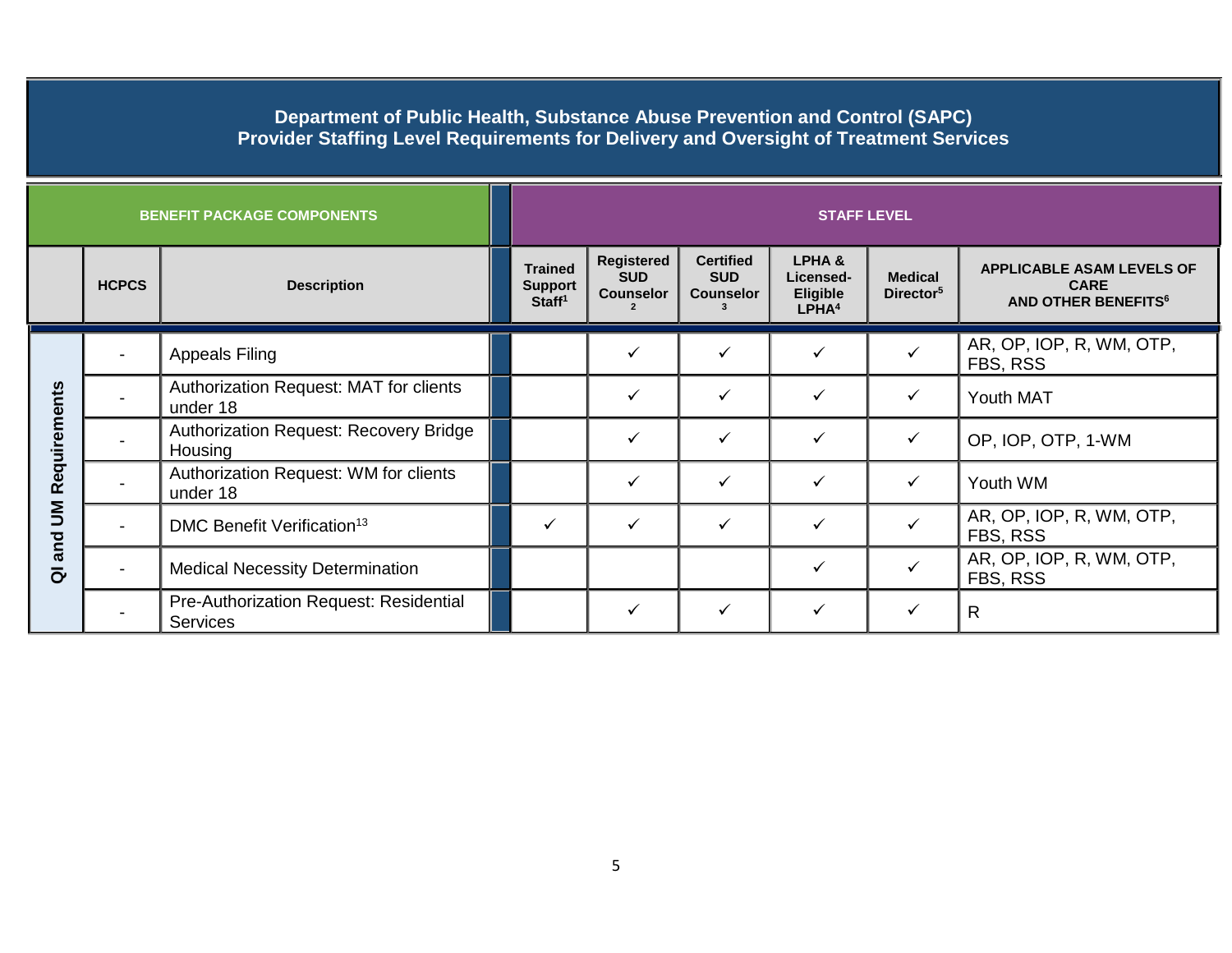**Department of Public Health, Substance Abuse Prevention and Control (SAPC)**
**Provider Staffing Level Requirements for Delivery and Oversight of Treatment Services**

| BENEFIT PACKAGE COMPONENTS | | | STAFF LEVEL | | | | | |
|---|---|---|---|---|---|---|---|---|
| | HCPCS | Description | Trained Support Staff[1] | Registered SUD Counselor[2] | Certified SUD Counselor[3] | LPHA & Licensed-Eligible LPHA[4] | Medical Director[5] | APPLICABLE ASAM LEVELS OF CARE AND OTHER BENEFITS[6] |
| QI and UM Requirements | - | Appeals Filing | | ✓ | ✓ | ✓ | ✓ | AR, OP, IOP, R, WM, OTP, FBS, RSS |
| QI and UM Requirements | - | Authorization Request: MAT for clients under 18 | | ✓ | ✓ | ✓ | ✓ | Youth MAT |
| QI and UM Requirements | - | Authorization Request: Recovery Bridge Housing | | ✓ | ✓ | ✓ | ✓ | OP, IOP, OTP, 1-WM |
| QI and UM Requirements | - | Authorization Request: WM for clients under 18 | | ✓ | ✓ | ✓ | ✓ | Youth WM |
| QI and UM Requirements | - | DMC Benefit Verification[13] | ✓ | ✓ | ✓ | ✓ | ✓ | AR, OP, IOP, R, WM, OTP, FBS, RSS |
| QI and UM Requirements | - | Medical Necessity Determination | | | | ✓ | ✓ | AR, OP, IOP, R, WM, OTP, FBS, RSS |
| QI and UM Requirements | - | Pre-Authorization Request: Residential Services | | ✓ | ✓ | ✓ | ✓ | R |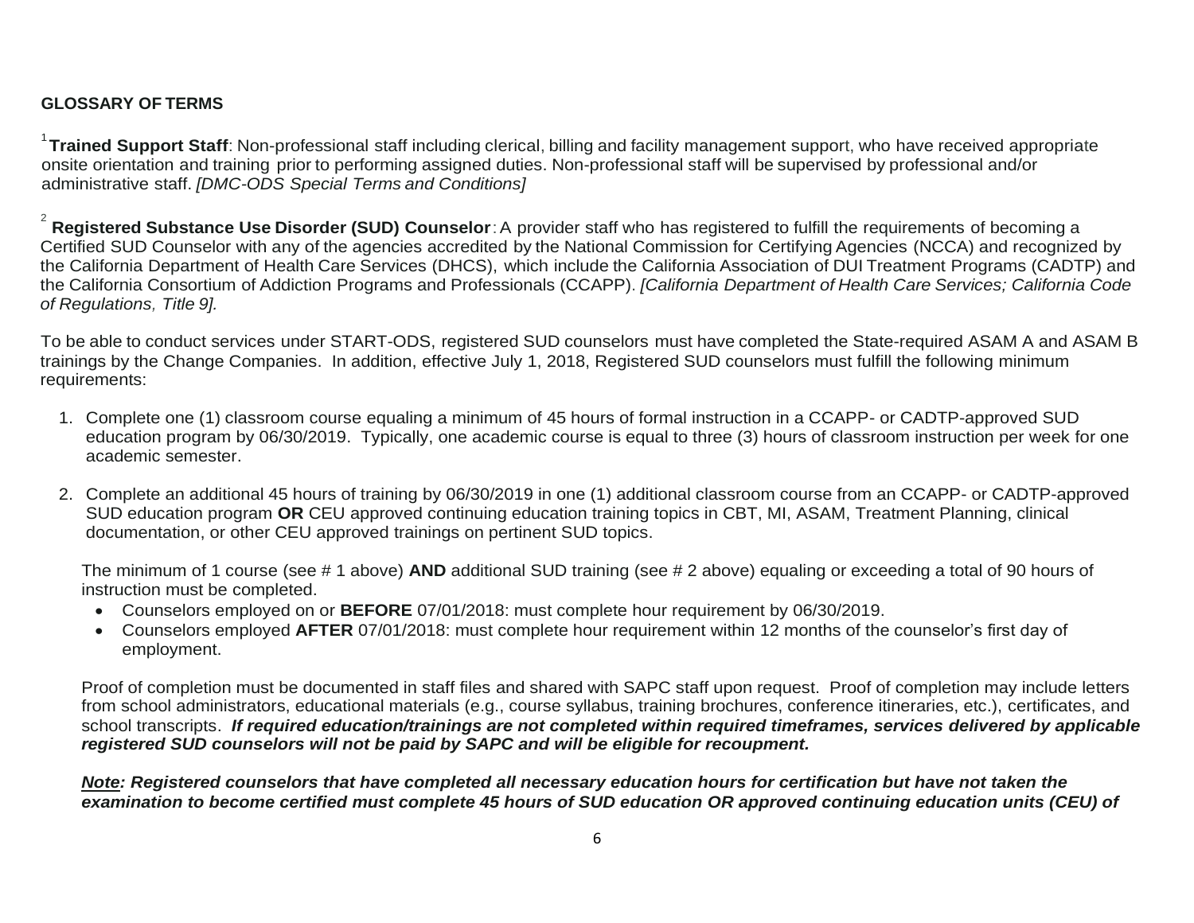**GLOSSARY OF TERMS**

[1]**Trained Support Staff**: Non-professional staff including clerical, billing and facility management support, who have received appropriate onsite orientation and training prior to performing assigned duties. Non-professional staff will be supervised by professional and/or administrative staff. *[DMC-ODS Special Terms and Conditions]*

[2] **Registered Substance Use Disorder (SUD) Counselor**: A provider staff who has registered to fulfill the requirements of becoming a Certified SUD Counselor with any of the agencies accredited by the National Commission for Certifying Agencies (NCCA) and recognized by the California Department of Health Care Services (DHCS), which include the California Association of DUI Treatment Programs (CADTP) and the California Consortium of Addiction Programs and Professionals (CCAPP). *[California Department of Health Care Services; California Code of Regulations, Title 9].*

To be able to conduct services under START-ODS, registered SUD counselors must have completed the State-required ASAM A and ASAM B trainings by the Change Companies. In addition, effective July 1, 2018, Registered SUD counselors must fulfill the following minimum requirements:

1. Complete one (1) classroom course equaling a minimum of 45 hours of formal instruction in a CCAPP- or CADTP-approved SUD education program by 06/30/2019. Typically, one academic course is equal to three (3) hours of classroom instruction per week for one academic semester.

2. Complete an additional 45 hours of training by 06/30/2019 in one (1) additional classroom course from an CCAPP- or CADTP-approved SUD education program **OR** CEU approved continuing education training topics in CBT, MI, ASAM, Treatment Planning, clinical documentation, or other CEU approved trainings on pertinent SUD topics.

   The minimum of 1 course (see # 1 above) **AND** additional SUD training (see # 2 above) equaling or exceeding a total of 90 hours of instruction must be completed.

   - Counselors employed on or **BEFORE** 07/01/2018: must complete hour requirement by 06/30/2019.
   - Counselors employed **AFTER** 07/01/2018: must complete hour requirement within 12 months of the counselor's first day of employment.

   Proof of completion must be documented in staff files and shared with SAPC staff upon request. Proof of completion may include letters from school administrators, educational materials (e.g., course syllabus, training brochures, conference itineraries, etc.), certificates, and school transcripts. ***If required education/trainings are not completed within required timeframes, services delivered by applicable registered SUD counselors will not be paid by SAPC and will be eligible for recoupment.***

   ***Note: Registered counselors that have completed all necessary education hours for certification but have not taken the examination to become certified must complete 45 hours of SUD education OR approved continuing education units (CEU) of***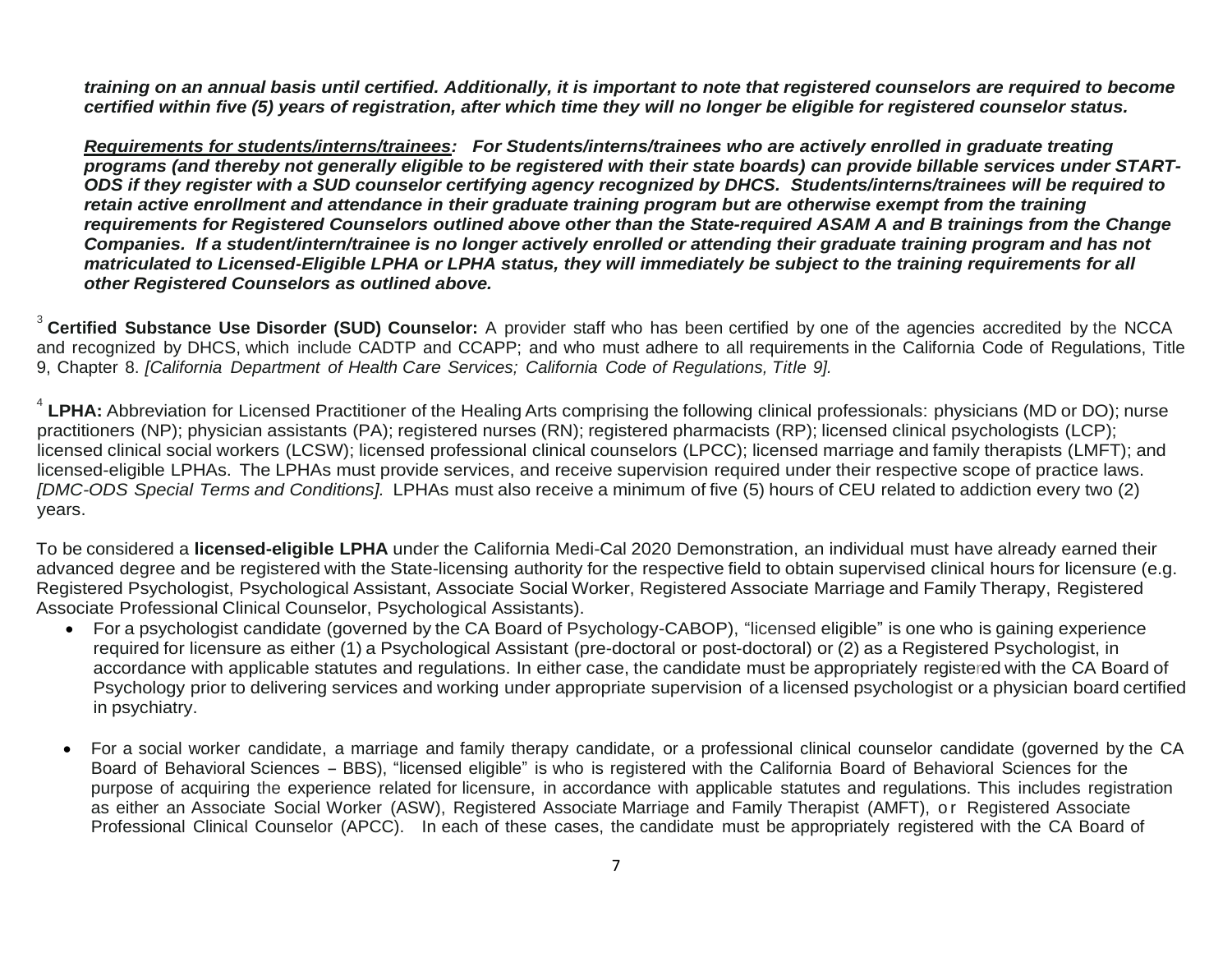***training on an annual basis until certified. Additionally, it is important to note that registered counselors are required to become certified within five (5) years of registration, after which time they will no longer be eligible for registered counselor status.***

***<u>Requirements for students/interns/trainees</u>: For Students/interns/trainees who are actively enrolled in graduate treating programs (and thereby not generally eligible to be registered with their state boards) can provide billable services under START-ODS if they register with a SUD counselor certifying agency recognized by DHCS. Students/interns/trainees will be required to retain active enrollment and attendance in their graduate training program but are otherwise exempt from the training requirements for Registered Counselors outlined above other than the State-required ASAM A and B trainings from the Change Companies. If a student/intern/trainee is no longer actively enrolled or attending their graduate training program and has not matriculated to Licensed-Eligible LPHA or LPHA status, they will immediately be subject to the training requirements for all other Registered Counselors as outlined above.***

[3] **Certified Substance Use Disorder (SUD) Counselor:** A provider staff who has been certified by one of the agencies accredited by the NCCA and recognized by DHCS, which include CADTP and CCAPP; and who must adhere to all requirements in the California Code of Regulations, Title 9, Chapter 8. *[California Department of Health Care Services; California Code of Regulations, Title 9].*

[4] **LPHA:** Abbreviation for Licensed Practitioner of the Healing Arts comprising the following clinical professionals: physicians (MD or DO); nurse practitioners (NP); physician assistants (PA); registered nurses (RN); registered pharmacists (RP); licensed clinical psychologists (LCP); licensed clinical social workers (LCSW); licensed professional clinical counselors (LPCC); licensed marriage and family therapists (LMFT); and licensed-eligible LPHAs. The LPHAs must provide services, and receive supervision required under their respective scope of practice laws. *[DMC-ODS Special Terms and Conditions].* LPHAs must also receive a minimum of five (5) hours of CEU related to addiction every two (2) years.

To be considered a **licensed-eligible LPHA** under the California Medi-Cal 2020 Demonstration, an individual must have already earned their advanced degree and be registered with the State-licensing authority for the respective field to obtain supervised clinical hours for licensure (e.g. Registered Psychologist, Psychological Assistant, Associate Social Worker, Registered Associate Marriage and Family Therapy, Registered Associate Professional Clinical Counselor, Psychological Assistants).

- For a psychologist candidate (governed by the CA Board of Psychology-CABOP), "licensed eligible" is one who is gaining experience required for licensure as either (1) a Psychological Assistant (pre-doctoral or post-doctoral) or (2) as a Registered Psychologist, in accordance with applicable statutes and regulations. In either case, the candidate must be appropriately registered with the CA Board of Psychology prior to delivering services and working under appropriate supervision of a licensed psychologist or a physician board certified in psychiatry.

- For a social worker candidate, a marriage and family therapy candidate, or a professional clinical counselor candidate (governed by the CA Board of Behavioral Sciences – BBS), "licensed eligible" is who is registered with the California Board of Behavioral Sciences for the purpose of acquiring the experience related for licensure, in accordance with applicable statutes and regulations. This includes registration as either an Associate Social Worker (ASW), Registered Associate Marriage and Family Therapist (AMFT), or Registered Associate Professional Clinical Counselor (APCC). In each of these cases, the candidate must be appropriately registered with the CA Board of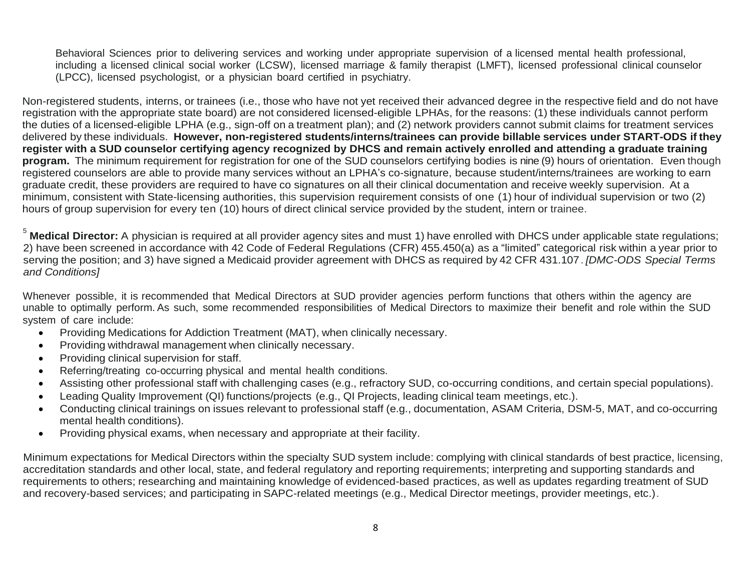Behavioral Sciences prior to delivering services and working under appropriate supervision of a licensed mental health professional, including a licensed clinical social worker (LCSW), licensed marriage & family therapist (LMFT), licensed professional clinical counselor (LPCC), licensed psychologist, or a physician board certified in psychiatry.

Non-registered students, interns, or trainees (i.e., those who have not yet received their advanced degree in the respective field and do not have registration with the appropriate state board) are not considered licensed-eligible LPHAs, for the reasons: (1) these individuals cannot perform the duties of a licensed-eligible LPHA (e.g., sign-off on a treatment plan); and (2) network providers cannot submit claims for treatment services delivered by these individuals. **However, non-registered students/interns/trainees can provide billable services under START-ODS if they register with a SUD counselor certifying agency recognized by DHCS and remain actively enrolled and attending a graduate training program.** The minimum requirement for registration for one of the SUD counselors certifying bodies is nine (9) hours of orientation. Even though registered counselors are able to provide many services without an LPHA's co-signature, because student/interns/trainees are working to earn graduate credit, these providers are required to have co signatures on all their clinical documentation and receive weekly supervision. At a minimum, consistent with State-licensing authorities, this supervision requirement consists of one (1) hour of individual supervision or two (2) hours of group supervision for every ten (10) hours of direct clinical service provided by the student, intern or trainee.

[5] **Medical Director:** A physician is required at all provider agency sites and must 1) have enrolled with DHCS under applicable state regulations; 2) have been screened in accordance with 42 Code of Federal Regulations (CFR) 455.450(a) as a "limited" categorical risk within a year prior to serving the position; and 3) have signed a Medicaid provider agreement with DHCS as required by 42 CFR 431.107. *[DMC-ODS Special Terms and Conditions]*

Whenever possible, it is recommended that Medical Directors at SUD provider agencies perform functions that others within the agency are unable to optimally perform. As such, some recommended responsibilities of Medical Directors to maximize their benefit and role within the SUD system of care include:

- Providing Medications for Addiction Treatment (MAT), when clinically necessary.
- Providing withdrawal management when clinically necessary.
- Providing clinical supervision for staff.
- Referring/treating co-occurring physical and mental health conditions.
- Assisting other professional staff with challenging cases (e.g., refractory SUD, co-occurring conditions, and certain special populations).
- Leading Quality Improvement (QI) functions/projects (e.g., QI Projects, leading clinical team meetings, etc.).
- Conducting clinical trainings on issues relevant to professional staff (e.g., documentation, ASAM Criteria, DSM-5, MAT, and co-occurring mental health conditions).
- Providing physical exams, when necessary and appropriate at their facility.

Minimum expectations for Medical Directors within the specialty SUD system include: complying with clinical standards of best practice, licensing, accreditation standards and other local, state, and federal regulatory and reporting requirements; interpreting and supporting standards and requirements to others; researching and maintaining knowledge of evidenced-based practices, as well as updates regarding treatment of SUD and recovery-based services; and participating in SAPC-related meetings (e.g., Medical Director meetings, provider meetings, etc.).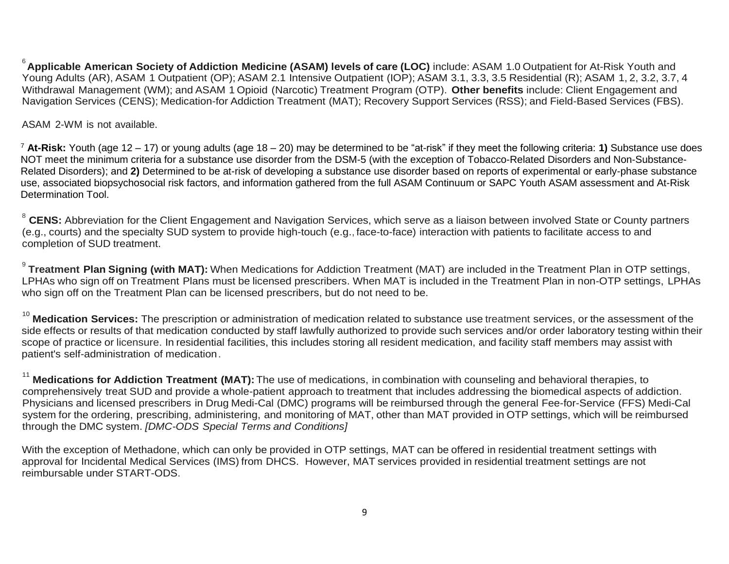[6] **Applicable American Society of Addiction Medicine (ASAM) levels of care (LOC)** include: ASAM 1.0 Outpatient for At-Risk Youth and Young Adults (AR), ASAM 1 Outpatient (OP); ASAM 2.1 Intensive Outpatient (IOP); ASAM 3.1, 3.3, 3.5 Residential (R); ASAM 1, 2, 3.2, 3.7, 4 Withdrawal Management (WM); and ASAM 1 Opioid (Narcotic) Treatment Program (OTP). **Other benefits** include: Client Engagement and Navigation Services (CENS); Medication-for Addiction Treatment (MAT); Recovery Support Services (RSS); and Field-Based Services (FBS).

ASAM 2-WM is not available.

[7] **At-Risk:** Youth (age 12 – 17) or young adults (age 18 – 20) may be determined to be "at-risk" if they meet the following criteria: **1)** Substance use does NOT meet the minimum criteria for a substance use disorder from the DSM-5 (with the exception of Tobacco-Related Disorders and Non-Substance-Related Disorders); and **2)** Determined to be at-risk of developing a substance use disorder based on reports of experimental or early-phase substance use, associated biopsychosocial risk factors, and information gathered from the full ASAM Continuum or SAPC Youth ASAM assessment and At-Risk Determination Tool.

[8] **CENS:** Abbreviation for the Client Engagement and Navigation Services, which serve as a liaison between involved State or County partners (e.g., courts) and the specialty SUD system to provide high-touch (e.g., face-to-face) interaction with patients to facilitate access to and completion of SUD treatment.

[9] **Treatment Plan Signing (with MAT):** When Medications for Addiction Treatment (MAT) are included in the Treatment Plan in OTP settings, LPHAs who sign off on Treatment Plans must be licensed prescribers. When MAT is included in the Treatment Plan in non-OTP settings, LPHAs who sign off on the Treatment Plan can be licensed prescribers, but do not need to be.

[10] **Medication Services:** The prescription or administration of medication related to substance use treatment services, or the assessment of the side effects or results of that medication conducted by staff lawfully authorized to provide such services and/or order laboratory testing within their scope of practice or licensure. In residential facilities, this includes storing all resident medication, and facility staff members may assist with patient's self-administration of medication.

[11] **Medications for Addiction Treatment (MAT):** The use of medications, in combination with counseling and behavioral therapies, to comprehensively treat SUD and provide a whole-patient approach to treatment that includes addressing the biomedical aspects of addiction. Physicians and licensed prescribers in Drug Medi-Cal (DMC) programs will be reimbursed through the general Fee-for-Service (FFS) Medi-Cal system for the ordering, prescribing, administering, and monitoring of MAT, other than MAT provided in OTP settings, which will be reimbursed through the DMC system. *[DMC-ODS Special Terms and Conditions]*

With the exception of Methadone, which can only be provided in OTP settings, MAT can be offered in residential treatment settings with approval for Incidental Medical Services (IMS) from DHCS. However, MAT services provided in residential treatment settings are not reimbursable under START-ODS.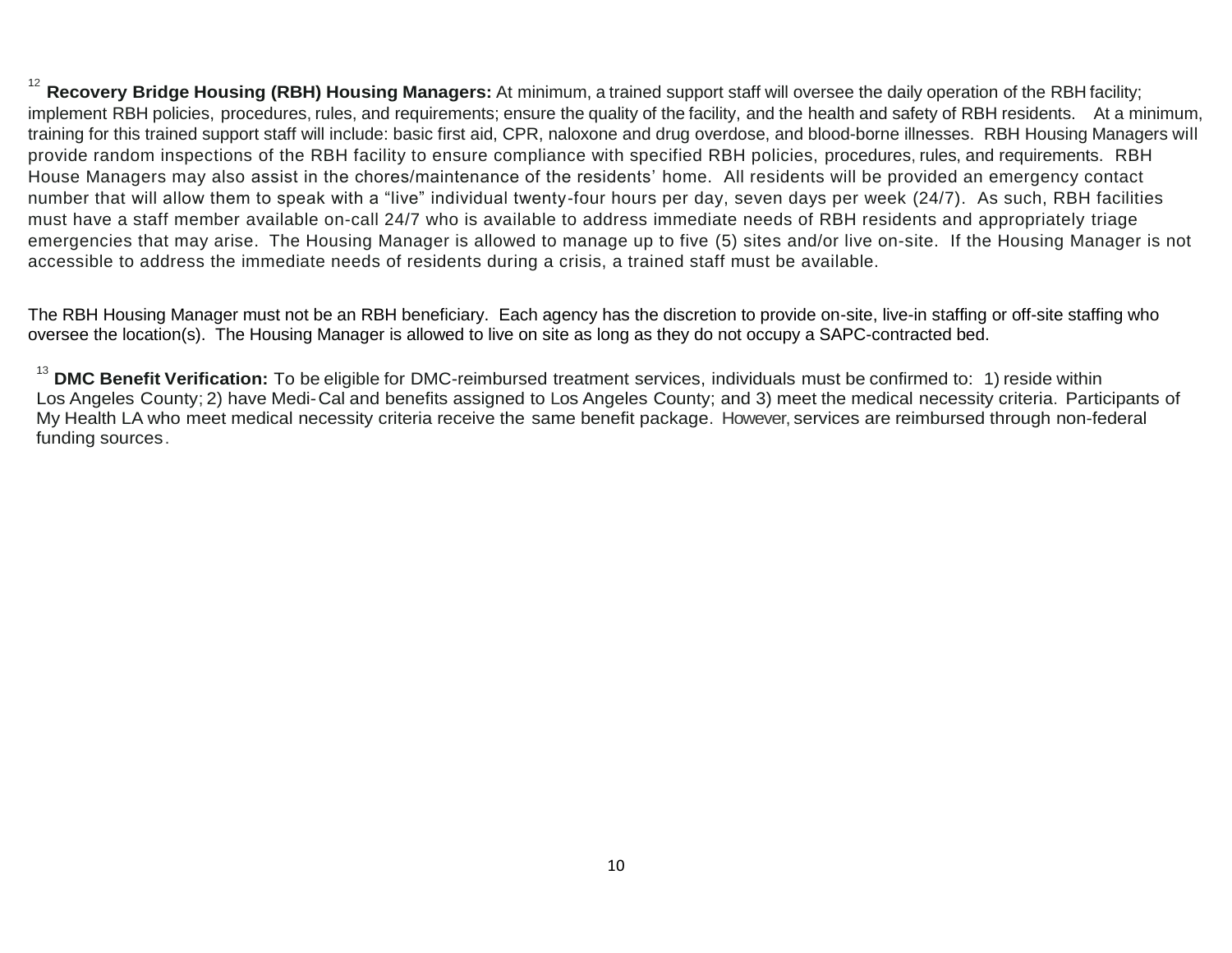[12] **Recovery Bridge Housing (RBH) Housing Managers:** At minimum, a trained support staff will oversee the daily operation of the RBH facility; implement RBH policies, procedures, rules, and requirements; ensure the quality of the facility, and the health and safety of RBH residents. At a minimum, training for this trained support staff will include: basic first aid, CPR, naloxone and drug overdose, and blood-borne illnesses. RBH Housing Managers will provide random inspections of the RBH facility to ensure compliance with specified RBH policies, procedures, rules, and requirements. RBH House Managers may also assist in the chores/maintenance of the residents' home. All residents will be provided an emergency contact number that will allow them to speak with a "live" individual twenty-four hours per day, seven days per week (24/7). As such, RBH facilities must have a staff member available on-call 24/7 who is available to address immediate needs of RBH residents and appropriately triage emergencies that may arise. The Housing Manager is allowed to manage up to five (5) sites and/or live on-site. If the Housing Manager is not accessible to address the immediate needs of residents during a crisis, a trained staff must be available.

The RBH Housing Manager must not be an RBH beneficiary. Each agency has the discretion to provide on-site, live-in staffing or off-site staffing who oversee the location(s). The Housing Manager is allowed to live on site as long as they do not occupy a SAPC-contracted bed.

[13] **DMC Benefit Verification:** To be eligible for DMC-reimbursed treatment services, individuals must be confirmed to: 1) reside within Los Angeles County; 2) have Medi-Cal and benefits assigned to Los Angeles County; and 3) meet the medical necessity criteria. Participants of My Health LA who meet medical necessity criteria receive the same benefit package. However, services are reimbursed through non-federal funding sources.